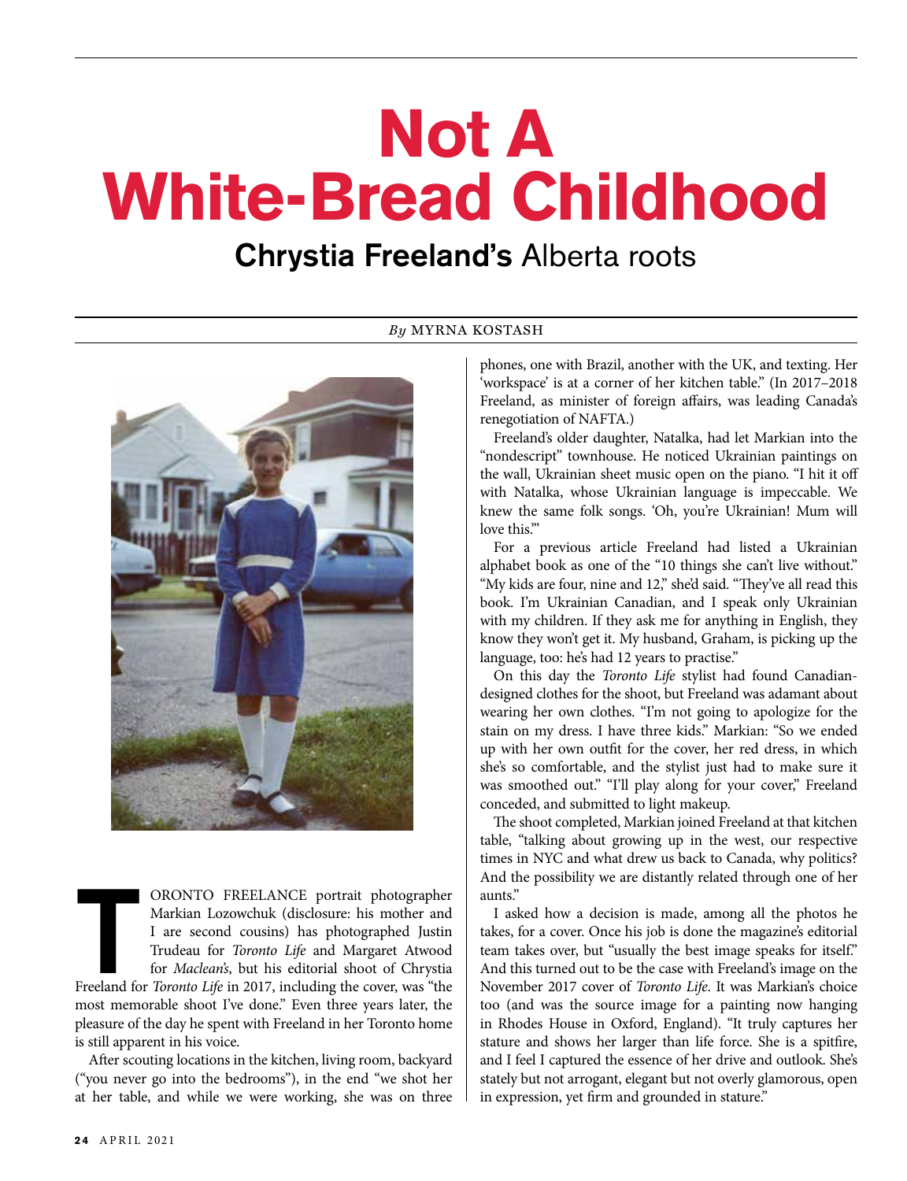# Not A White-Bread Childhood

## **Chrystia Freeland's** Alberta roots

*By* MYRNA KOSTASH

TORONTO FREELANCE portrait photographer Markian Lozowchuk (disclosure: his mother and I are second cousins) has photographed Justin Trudeau for *Toronto Life* and Margaret Atwood for *Maclean's*, but his editorial shoot of Chrystia Freeland for *Toronto Life* in 2017, including the cover, was "the most memorable shoot I've done." Even three years later, the pleasure of the day he spent with Freeland in her Toronto home is still apparent in his voice.

After scouting locations in the kitchen, living room, backyard ("you never go into the bedrooms"), in the end "we shot her at her table, and while we were working, she was on three phones, one with Brazil, another with the UK, and texting. Her 'workspace' is at a corner of her kitchen table." (In 2017–2018 Freeland, as minister of foreign affairs, was leading Canada's renegotiation of NAFTA.)

Freeland's older daughter, Natalka, had let Markian into the "nondescript" townhouse. He noticed Ukrainian paintings on the wall, Ukrainian sheet music open on the piano. "I hit it off with Natalka, whose Ukrainian language is impeccable. We knew the same folk songs. 'Oh, you're Ukrainian! Mum will love this.'"

For a previous article Freeland had listed a Ukrainian alphabet book as one of the "10 things she can't live without." "My kids are four, nine and 12," she'd said. "They've all read this book. I'm Ukrainian Canadian, and I speak only Ukrainian with my children. If they ask me for anything in English, they know they won't get it. My husband, Graham, is picking up the language, too: he's had 12 years to practise."

On this day the *Toronto Life* stylist had found Canadian-designed clothes for the shoot, but Freeland was adamant about wearing her own clothes. "I'm not going to apologize for the stain on my dress. I have three kids." Markian: "So we ended up with her own outfit for the cover, her red dress, in which she's so comfortable, and the stylist just had to make sure it was smoothed out." "I'll play along for your cover," Freeland conceded, and submitted to light makeup.

The shoot completed, Markian joined Freeland at that kitchen table, "talking about growing up in the west, our respective times in NYC and what drew us back to Canada, why politics? And the possibility we are distantly related through one of her aunts."

I asked how a decision is made, among all the photos he takes, for a cover. Once his job is done the magazine's editorial team takes over, but "usually the best image speaks for itself." And this turned out to be the case with Freeland's image on the November 2017 cover of *Toronto Life*. It was Markian's choice too (and was the source image for a painting now hanging in Rhodes House in Oxford, England). "It truly captures her stature and shows her larger than life force. She is a spitfire, and I feel I captured the essence of her drive and outlook. She's stately but not arrogant, elegant but not overly glamorous, open in expression, yet firm and grounded in stature."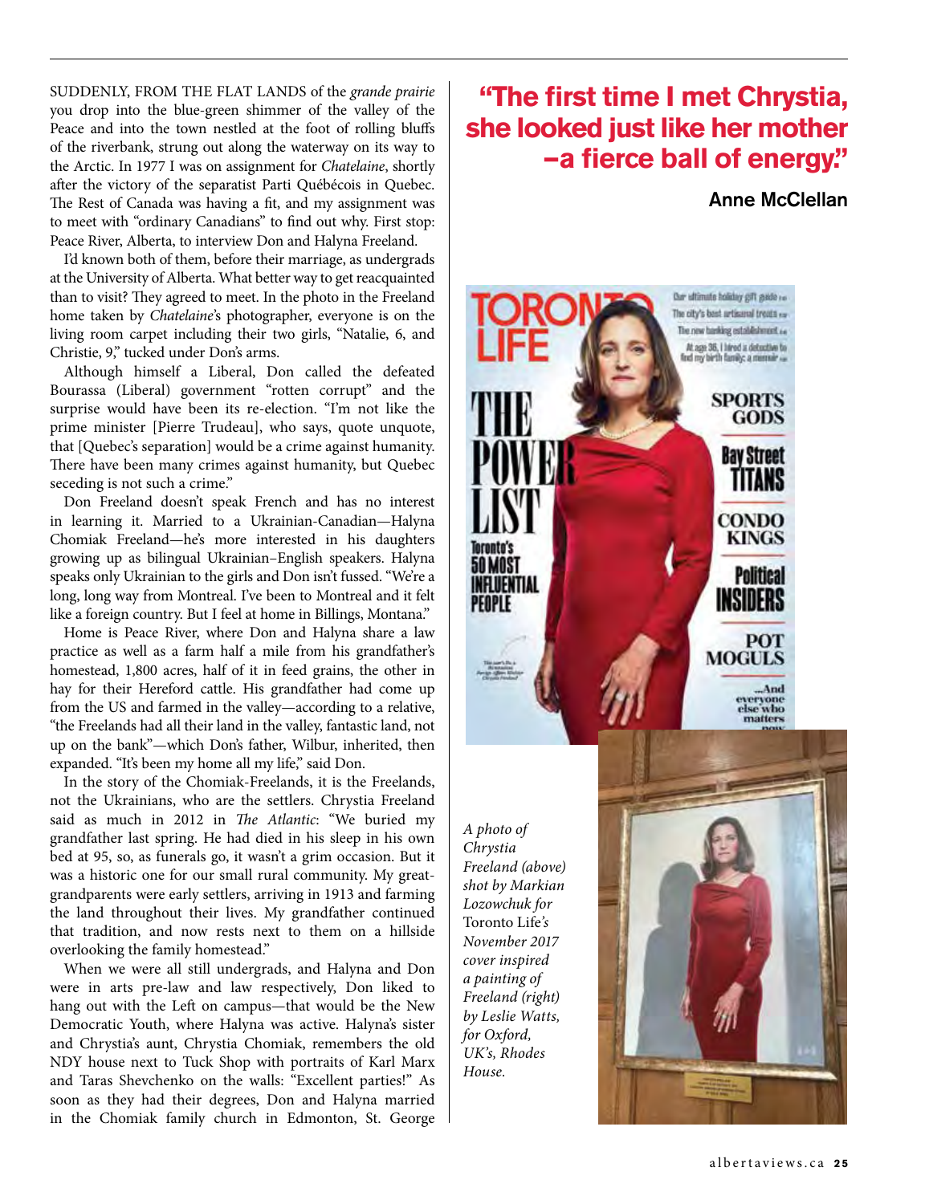SUDDENLY, FROM THE FLAT LANDS of the *grande prairie* you drop into the blue-green shimmer of the valley of the Peace and into the town nestled at the foot of rolling bluffs of the riverbank, strung out along the waterway on its way to the Arctic. In 1977 I was on assignment for *Chatelaine*, shortly after the victory of the separatist Parti Québécois in Quebec. The Rest of Canada was having a fit, and my assignment was to meet with "ordinary Canadians" to find out why. First stop: Peace River, Alberta, to interview Don and Halyna Freeland.

I'd known both of them, before their marriage, as undergrads at the University of Alberta. What better way to get reacquainted than to visit? They agreed to meet. In the photo in the Freeland home taken by *Chatelaine*'s photographer, everyone is on the living room carpet including their two girls, "Natalie, 6, and Christie, 9," tucked under Don's arms.

Although himself a Liberal, Don called the defeated Bourassa (Liberal) government "rotten corrupt" and the surprise would have been its re-election. "I'm not like the prime minister [Pierre Trudeau], who says, quote unquote, that [Quebec's separation] would be a crime against humanity. There have been many crimes against humanity, but Quebec seceding is not such a crime."

Don Freeland doesn't speak French and has no interest in learning it. Married to a Ukrainian-Canadian—Halyna Chomiak Freeland—he's more interested in his daughters growing up as bilingual Ukrainian–English speakers. Halyna speaks only Ukrainian to the girls and Don isn't fussed. "We're a long, long way from Montreal. I've been to Montreal and it felt like a foreign country. But I feel at home in Billings, Montana."

Home is Peace River, where Don and Halyna share a law practice as well as a farm half a mile from his grandfather's homestead, 1,800 acres, half of it in feed grains, the other in hay for their Hereford cattle. His grandfather had come up from the US and farmed in the valley—according to a relative, "the Freelands had all their land in the valley, fantastic land, not up on the bank"—which Don's father, Wilbur, inherited, then expanded. "It's been my home all my life," said Don.

In the story of the Chomiak-Freelands, it is the Freelands, not the Ukrainians, who are the settlers. Chrystia Freeland said as much in 2012 in *The Atlantic*: "We buried my grandfather last spring. He had died in his sleep in his own bed at 95, so, as funerals go, it wasn't a grim occasion. But it was a historic one for our small rural community. My great-grandparents were early settlers, arriving in 1913 and farming the land throughout their lives. My grandfather continued that tradition, and now rests next to them on a hillside overlooking the family homestead."

When we were all still undergrads, and Halyna and Don were in arts pre-law and law respectively, Don liked to hang out with the Left on campus—that would be the New Democratic Youth, where Halyna was active. Halyna's sister and Chrystia's aunt, Chrystia Chomiak, remembers the old NDY house next to Tuck Shop with portraits of Karl Marx and Taras Shevchenko on the walls: "Excellent parties!" As soon as they had their degrees, Don and Halyna married in the Chomiak family church in Edmonton, St. George

## "The first time I met Chrystia, she looked just like her mother –a fierce ball of energy."

**Anne McClellan**

*A photo of Chrystia Freeland (above) shot by Markian Lozowchuk for* Toronto Life*'s November 2017 cover inspired a painting of Freeland (right) by Leslie Watts, for Oxford, UK's, Rhodes House.*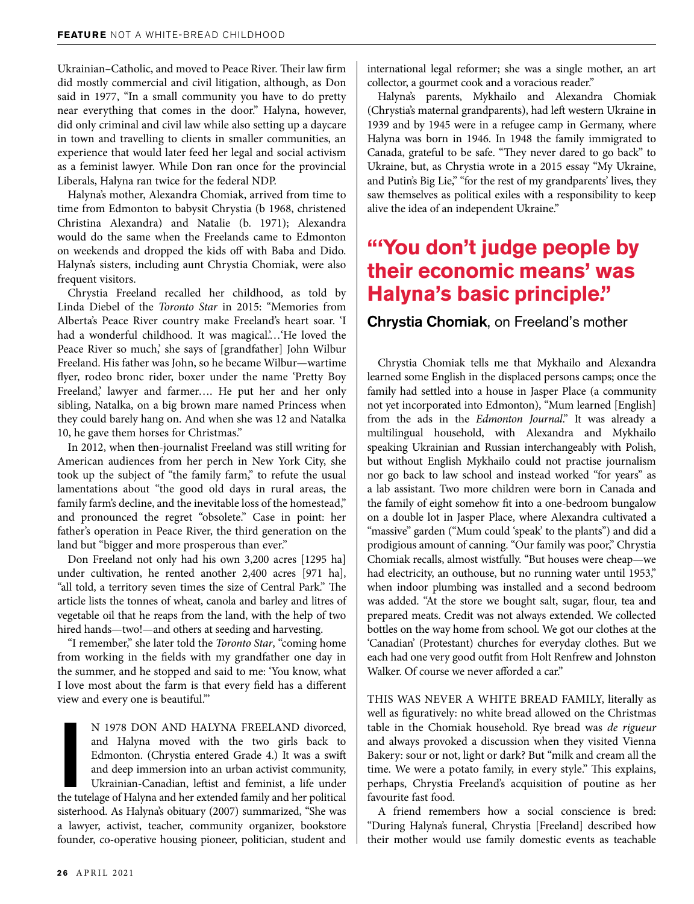Ukrainian–Catholic, and moved to Peace River. Their law firm did mostly commercial and civil litigation, although, as Don said in 1977, "In a small community you have to do pretty near everything that comes in the door." Halyna, however, did only criminal and civil law while also setting up a daycare in town and travelling to clients in smaller communities, an experience that would later feed her legal and social activism as a feminist lawyer. While Don ran once for the provincial Liberals, Halyna ran twice for the federal NDP.

Halyna's mother, Alexandra Chomiak, arrived from time to time from Edmonton to babysit Chrystia (b 1968, christened Christina Alexandra) and Natalie (b. 1971); Alexandra would do the same when the Freelands came to Edmonton on weekends and dropped the kids off with Baba and Dido. Halyna's sisters, including aunt Chrystia Chomiak, were also frequent visitors.

Chrystia Freeland recalled her childhood, as told by Linda Diebel of the *Toronto Star* in 2015: "Memories from Alberta's Peace River country make Freeland's heart soar. 'I had a wonderful childhood. It was magical.'…'He loved the Peace River so much,' she says of [grandfather] John Wilbur Freeland. His father was John, so he became Wilbur—wartime flyer, rodeo bronc rider, boxer under the name 'Pretty Boy Freeland,' lawyer and farmer…. He put her and her only sibling, Natalka, on a big brown mare named Princess when they could barely hang on. And when she was 12 and Natalka 10, he gave them horses for Christmas."

In 2012, when then-journalist Freeland was still writing for American audiences from her perch in New York City, she took up the subject of "the family farm," to refute the usual lamentations about "the good old days in rural areas, the family farm's decline, and the inevitable loss of the homestead," and pronounced the regret "obsolete." Case in point: her father's operation in Peace River, the third generation on the land but "bigger and more prosperous than ever."

Don Freeland not only had his own 3,200 acres [1295 ha] under cultivation, he rented another 2,400 acres [971 ha], "all told, a territory seven times the size of Central Park." The article lists the tonnes of wheat, canola and barley and litres of vegetable oil that he reaps from the land, with the help of two hired hands—two!—and others at seeding and harvesting.

"I remember," she later told the *Toronto Star*, "coming home from working in the fields with my grandfather one day in the summer, and he stopped and said to me: 'You know, what I love most about the farm is that every field has a different view and every one is beautiful.'"

IN 1978 DON AND HALYNA FREELAND divorced, and Halyna moved with the two girls back to Edmonton. (Chrystia entered Grade 4.) It was a swift and deep immersion into an urban activist community, Ukrainian-Canadian, leftist and feminist, a life under the tutelage of Halyna and her extended family and her political sisterhood. As Halyna's obituary (2007) summarized, "She was a lawyer, activist, teacher, community organizer, bookstore founder, co-operative housing pioneer, politician, student and international legal reformer; she was a single mother, an art collector, a gourmet cook and a voracious reader."

Halyna's parents, Mykhailo and Alexandra Chomiak (Chrystia's maternal grandparents), had left western Ukraine in 1939 and by 1945 were in a refugee camp in Germany, where Halyna was born in 1946. In 1948 the family immigrated to Canada, grateful to be safe. "They never dared to go back" to Ukraine, but, as Chrystia wrote in a 2015 essay "My Ukraine, and Putin's Big Lie," "for the rest of my grandparents' lives, they saw themselves as political exiles with a responsibility to keep alive the idea of an independent Ukraine."

> **"'You don't judge people by their economic means' was Halyna's basic principle."**
>
> **Chrystia Chomiak**, on Freeland's mother

Chrystia Chomiak tells me that Mykhailo and Alexandra learned some English in the displaced persons camps; once the family had settled into a house in Jasper Place (a community not yet incorporated into Edmonton), "Mum learned [English] from the ads in the *Edmonton Journal*." It was already a multilingual household, with Alexandra and Mykhailo speaking Ukrainian and Russian interchangeably with Polish, but without English Mykhailo could not practise journalism nor go back to law school and instead worked "for years" as a lab assistant. Two more children were born in Canada and the family of eight somehow fit into a one-bedroom bungalow on a double lot in Jasper Place, where Alexandra cultivated a "massive" garden ("Mum could 'speak' to the plants") and did a prodigious amount of canning. "Our family was poor," Chrystia Chomiak recalls, almost wistfully. "But houses were cheap—we had electricity, an outhouse, but no running water until 1953," when indoor plumbing was installed and a second bedroom was added. "At the store we bought salt, sugar, flour, tea and prepared meats. Credit was not always extended. We collected bottles on the way home from school. We got our clothes at the 'Canadian' (Protestant) churches for everyday clothes. But we each had one very good outfit from Holt Renfrew and Johnston Walker. Of course we never afforded a car."

THIS WAS NEVER A WHITE BREAD FAMILY, literally as well as figuratively: no white bread allowed on the Christmas table in the Chomiak household. Rye bread was *de rigueur* and always provoked a discussion when they visited Vienna Bakery: sour or not, light or dark? But "milk and cream all the time. We were a potato family, in every style." This explains, perhaps, Chrystia Freeland's acquisition of poutine as her favourite fast food.

A friend remembers how a social conscience is bred: "During Halyna's funeral, Chrystia [Freeland] described how their mother would use family domestic events as teachable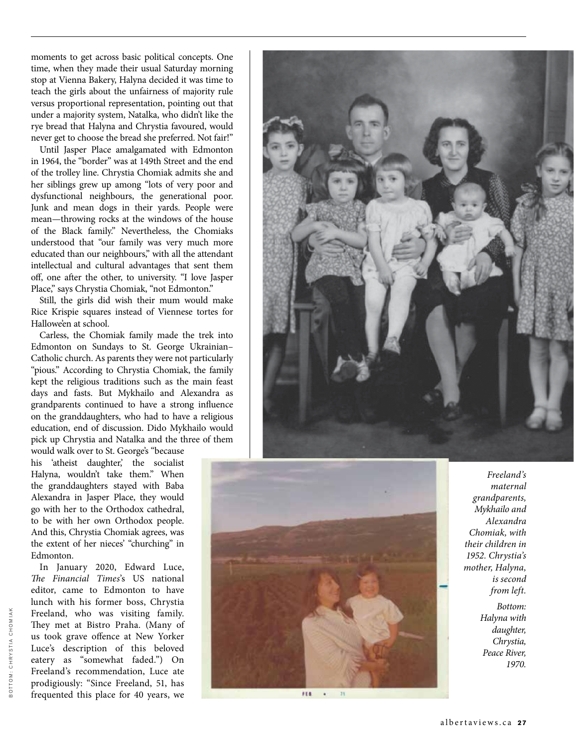moments to get across basic political concepts. One time, when they made their usual Saturday morning stop at Vienna Bakery, Halyna decided it was time to teach the girls about the unfairness of majority rule versus proportional representation, pointing out that under a majority system, Natalka, who didn't like the rye bread that Halyna and Chrystia favoured, would never get to choose the bread she preferred. Not fair!"

Until Jasper Place amalgamated with Edmonton in 1964, the "border" was at 149th Street and the end of the trolley line. Chrystia Chomiak admits she and her siblings grew up among "lots of very poor and dysfunctional neighbours, the generational poor. Junk and mean dogs in their yards. People were mean—throwing rocks at the windows of the house of the Black family." Nevertheless, the Chomiaks understood that "our family was very much more educated than our neighbours," with all the attendant intellectual and cultural advantages that sent them off, one after the other, to university. "I love Jasper Place," says Chrystia Chomiak, "not Edmonton."

Still, the girls did wish their mum would make Rice Krispie squares instead of Viennese tortes for Hallowe'en at school.

Carless, the Chomiak family made the trek into Edmonton on Sundays to St. George Ukrainian–Catholic church. As parents they were not particularly "pious." According to Chrystia Chomiak, the family kept the religious traditions such as the main feast days and fasts. But Mykhailo and Alexandra as grandparents continued to have a strong influence on the granddaughters, who had to have a religious education, end of discussion. Dido Mykhailo would pick up Chrystia and Natalka and the three of them would walk over to St. George's "because his 'atheist daughter,' the socialist Halyna, wouldn't take them." When the granddaughters stayed with Baba Alexandra in Jasper Place, they would go with her to the Orthodox cathedral, to be with her own Orthodox people. And this, Chrystia Chomiak agrees, was the extent of her nieces' "churching" in Edmonton.

In January 2020, Edward Luce, *The Financial Times*'s US national editor, came to Edmonton to have lunch with his former boss, Chrystia Freeland, who was visiting family. They met at Bistro Praha. (Many of us took grave offence at New Yorker Luce's description of this beloved eatery as "somewhat faded.") On Freeland's recommendation, Luce ate prodigiously: "Since Freeland, 51, has frequented this place for 40 years, we

*Freeland's maternal grandparents, Mykhailo and Alexandra Chomiak, with their children in 1952. Chrystia's mother, Halyna, is second from left.*

*Bottom: Halyna with daughter, Chrystia, Peace River, 1970.*

BOTTOM: CHRYSTIA CHOMIAK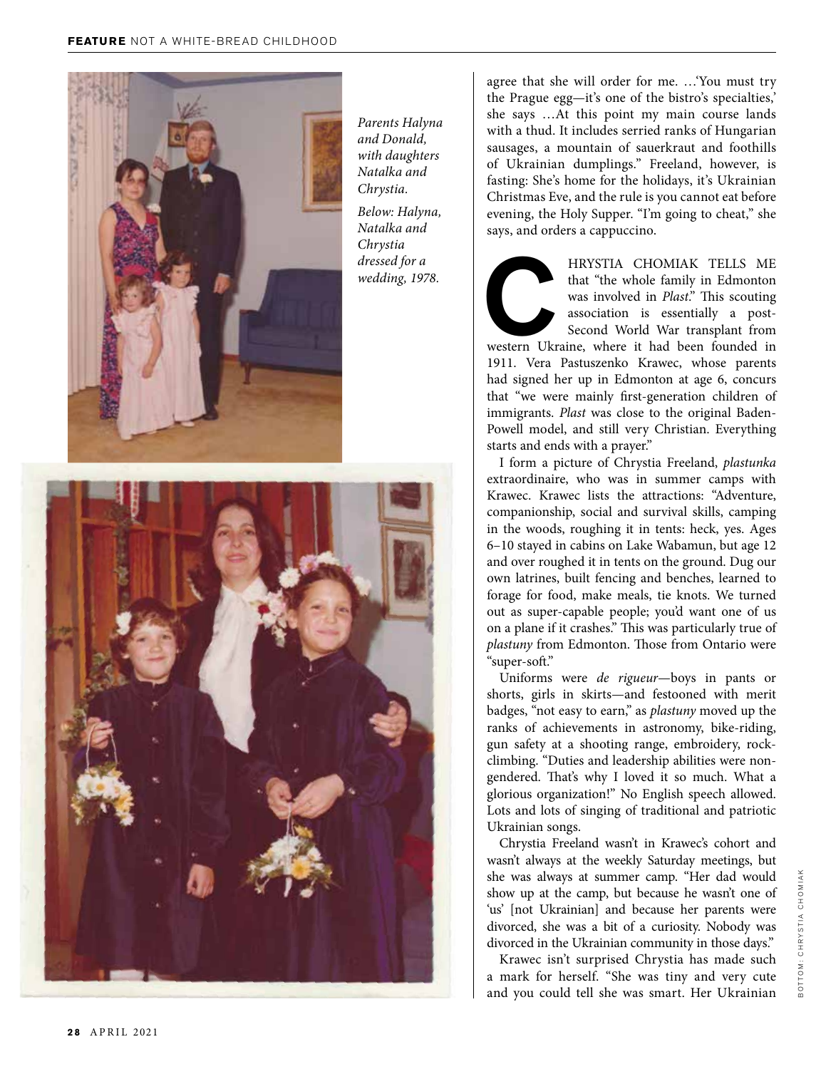*Parents Halyna and Donald, with daughters Natalka and Chrystia.*

*Below: Halyna, Natalka and Chrystia dressed for a wedding, 1978.*

agree that she will order for me. …'You must try the Prague egg—it's one of the bistro's specialties,' she says …At this point my main course lands with a thud. It includes serried ranks of Hungarian sausages, a mountain of sauerkraut and foothills of Ukrainian dumplings." Freeland, however, is fasting: She's home for the holidays, it's Ukrainian Christmas Eve, and the rule is you cannot eat before evening, the Holy Supper. "I'm going to cheat," she says, and orders a cappuccino.

CHRYSTIA CHOMIAK TELLS ME that "the whole family in Edmonton was involved in *Plast*." This scouting association is essentially a post-Second World War transplant from western Ukraine, where it had been founded in 1911. Vera Pastuszenko Krawec, whose parents had signed her up in Edmonton at age 6, concurs that "we were mainly first-generation children of immigrants. *Plast* was close to the original Baden-Powell model, and still very Christian. Everything starts and ends with a prayer."

I form a picture of Chrystia Freeland, *plastunka* extraordinaire, who was in summer camps with Krawec. Krawec lists the attractions: "Adventure, companionship, social and survival skills, camping in the woods, roughing it in tents: heck, yes. Ages 6–10 stayed in cabins on Lake Wabamun, but age 12 and over roughed it in tents on the ground. Dug our own latrines, built fencing and benches, learned to forage for food, make meals, tie knots. We turned out as super-capable people; you'd want one of us on a plane if it crashes." This was particularly true of *plastuny* from Edmonton. Those from Ontario were "super-soft."

Uniforms were *de rigueur*—boys in pants or shorts, girls in skirts—and festooned with merit badges, "not easy to earn," as *plastuny* moved up the ranks of achievements in astronomy, bike-riding, gun safety at a shooting range, embroidery, rock-climbing. "Duties and leadership abilities were non-gendered. That's why I loved it so much. What a glorious organization!" No English speech allowed. Lots and lots of singing of traditional and patriotic Ukrainian songs.

Chrystia Freeland wasn't in Krawec's cohort and wasn't always at the weekly Saturday meetings, but she was always at summer camp. "Her dad would show up at the camp, but because he wasn't one of 'us' [not Ukrainian] and because her parents were divorced, she was a bit of a curiosity. Nobody was divorced in the Ukrainian community in those days."

Krawec isn't surprised Chrystia has made such a mark for herself. "She was tiny and very cute and you could tell she was smart. Her Ukrainian

BOTTOM: CHRYSTIA CHOMIAK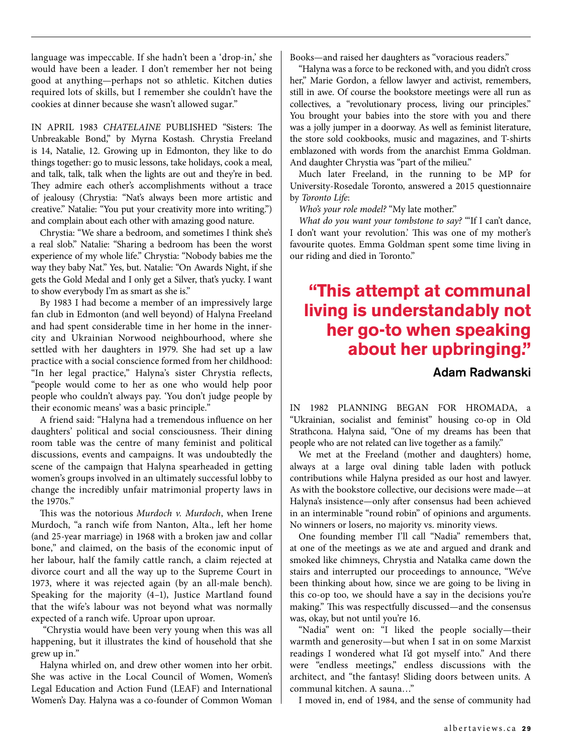language was impeccable. If she hadn't been a 'drop-in,' she would have been a leader. I don't remember her not being good at anything—perhaps not so athletic. Kitchen duties required lots of skills, but I remember she couldn't have the cookies at dinner because she wasn't allowed sugar."

IN APRIL 1983 *CHATELAINE* PUBLISHED "Sisters: The Unbreakable Bond," by Myrna Kostash. Chrystia Freeland is 14, Natalie, 12. Growing up in Edmonton, they like to do things together: go to music lessons, take holidays, cook a meal, and talk, talk, talk when the lights are out and they're in bed. They admire each other's accomplishments without a trace of jealousy (Chrystia: "Nat's always been more artistic and creative." Natalie: "You put your creativity more into writing.") and complain about each other with amazing good nature.

Chrystia: "We share a bedroom, and sometimes I think she's a real slob." Natalie: "Sharing a bedroom has been the worst experience of my whole life." Chrystia: "Nobody babies me the way they baby Nat." Yes, but. Natalie: "On Awards Night, if she gets the Gold Medal and I only get a Silver, that's yucky. I want to show everybody I'm as smart as she is."

By 1983 I had become a member of an impressively large fan club in Edmonton (and well beyond) of Halyna Freeland and had spent considerable time in her home in the inner-city and Ukrainian Norwood neighbourhood, where she settled with her daughters in 1979. She had set up a law practice with a social conscience formed from her childhood: "In her legal practice," Halyna's sister Chrystia reflects, "people would come to her as one who would help poor people who couldn't always pay. 'You don't judge people by their economic means' was a basic principle."

A friend said: "Halyna had a tremendous influence on her daughters' political and social consciousness. Their dining room table was the centre of many feminist and political discussions, events and campaigns. It was undoubtedly the scene of the campaign that Halyna spearheaded in getting women's groups involved in an ultimately successful lobby to change the incredibly unfair matrimonial property laws in the 1970s."

This was the notorious *Murdoch v. Murdoch*, when Irene Murdoch, "a ranch wife from Nanton, Alta., left her home (and 25-year marriage) in 1968 with a broken jaw and collar bone," and claimed, on the basis of the economic input of her labour, half the family cattle ranch, a claim rejected at divorce court and all the way up to the Supreme Court in 1973, where it was rejected again (by an all-male bench). Speaking for the majority (4–1), Justice Martland found that the wife's labour was not beyond what was normally expected of a ranch wife. Uproar upon uproar.

"Chrystia would have been very young when this was all happening, but it illustrates the kind of household that she grew up in."

Halyna whirled on, and drew other women into her orbit. She was active in the Local Council of Women, Women's Legal Education and Action Fund (LEAF) and International Women's Day. Halyna was a co-founder of Common Woman Books—and raised her daughters as "voracious readers."

"Halyna was a force to be reckoned with, and you didn't cross her," Marie Gordon, a fellow lawyer and activist, remembers, still in awe. Of course the bookstore meetings were all run as collectives, a "revolutionary process, living our principles." You brought your babies into the store with you and there was a jolly jumper in a doorway. As well as feminist literature, the store sold cookbooks, music and magazines, and T-shirts emblazoned with words from the anarchist Emma Goldman. And daughter Chrystia was "part of the milieu."

Much later Freeland, in the running to be MP for University-Rosedale Toronto, answered a 2015 questionnaire by *Toronto Life*:

*Who's your role model?* "My late mother."

*What do you want your tombstone to say?* "'If I can't dance, I don't want your revolution.' This was one of my mother's favourite quotes. Emma Goldman spent some time living in our riding and died in Toronto."

> **"This attempt at communal living is understandably not her go-to when speaking about her upbringing."**
>
> **Adam Radwanski**

IN 1982 PLANNING BEGAN FOR HROMADA, a "Ukrainian, socialist and feminist" housing co-op in Old Strathcona. Halyna said, "One of my dreams has been that people who are not related can live together as a family."

We met at the Freeland (mother and daughters) home, always at a large oval dining table laden with potluck contributions while Halyna presided as our host and lawyer. As with the bookstore collective, our decisions were made—at Halyna's insistence—only after consensus had been achieved in an interminable "round robin" of opinions and arguments. No winners or losers, no majority vs. minority views.

One founding member I'll call "Nadia" remembers that, at one of the meetings as we ate and argued and drank and smoked like chimneys, Chrystia and Natalka came down the stairs and interrupted our proceedings to announce, "We've been thinking about how, since we are going to be living in this co-op too, we should have a say in the decisions you're making." This was respectfully discussed—and the consensus was, okay, but not until you're 16.

"Nadia" went on: "I liked the people socially—their warmth and generosity—but when I sat in on some Marxist readings I wondered what I'd got myself into." And there were "endless meetings," endless discussions with the architect, and "the fantasy! Sliding doors between units. A communal kitchen. A sauna…"

I moved in, end of 1984, and the sense of community had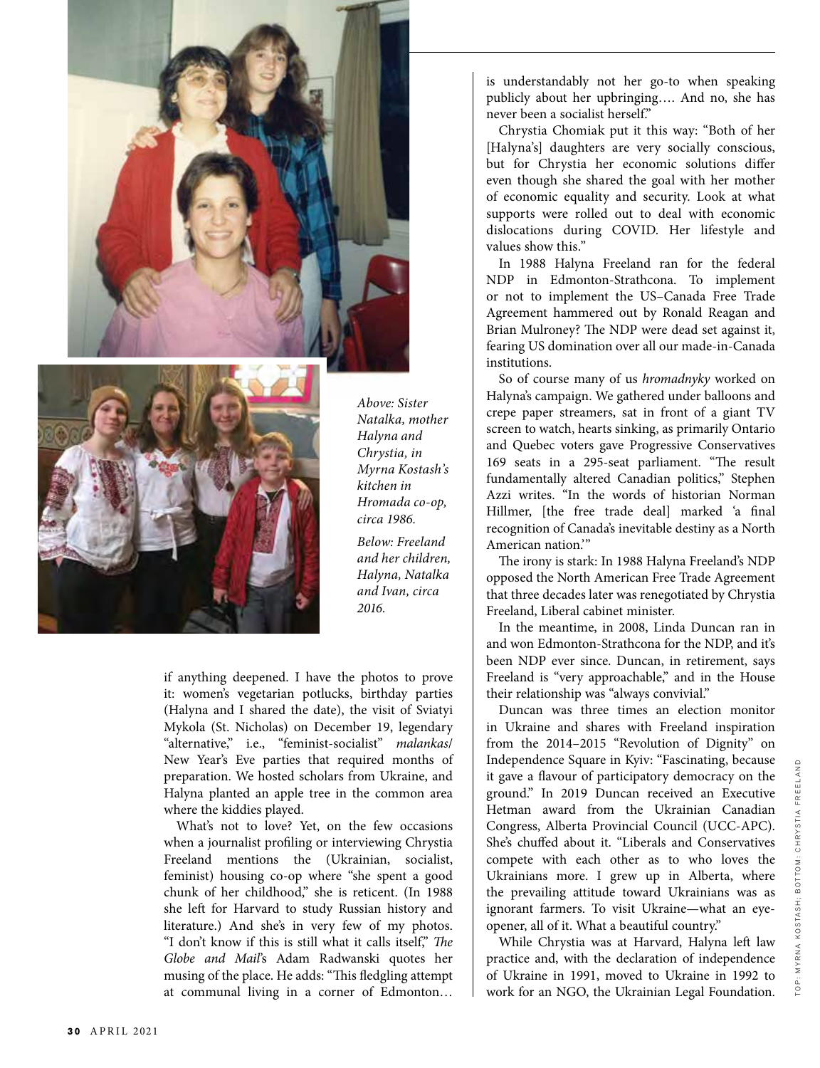*Above: Sister Natalka, mother Halyna and Chrystia, in Myrna Kostash's kitchen in Hromada co-op, circa 1986.*

*Below: Freeland and her children, Halyna, Natalka and Ivan, circa 2016.*

if anything deepened. I have the photos to prove it: women's vegetarian potlucks, birthday parties (Halyna and I shared the date), the visit of Sviatyi Mykola (St. Nicholas) on December 19, legendary "alternative," i.e., "feminist-socialist" *malankas*/ New Year's Eve parties that required months of preparation. We hosted scholars from Ukraine, and Halyna planted an apple tree in the common area where the kiddies played.

What's not to love? Yet, on the few occasions when a journalist profiling or interviewing Chrystia Freeland mentions the (Ukrainian, socialist, feminist) housing co-op where "she spent a good chunk of her childhood," she is reticent. (In 1988 she left for Harvard to study Russian history and literature.) And she's in very few of my photos. "I don't know if this is still what it calls itself," *The Globe and Mail*'s Adam Radwanski quotes her musing of the place. He adds: "This fledgling attempt at communal living in a corner of Edmonton… is understandably not her go-to when speaking publicly about her upbringing…. And no, she has never been a socialist herself."

Chrystia Chomiak put it this way: "Both of her [Halyna's] daughters are very socially conscious, but for Chrystia her economic solutions differ even though she shared the goal with her mother of economic equality and security. Look at what supports were rolled out to deal with economic dislocations during COVID. Her lifestyle and values show this."

In 1988 Halyna Freeland ran for the federal NDP in Edmonton-Strathcona. To implement or not to implement the US–Canada Free Trade Agreement hammered out by Ronald Reagan and Brian Mulroney? The NDP were dead set against it, fearing US domination over all our made-in-Canada institutions.

So of course many of us *hromadnyky* worked on Halyna's campaign. We gathered under balloons and crepe paper streamers, sat in front of a giant TV screen to watch, hearts sinking, as primarily Ontario and Quebec voters gave Progressive Conservatives 169 seats in a 295-seat parliament. "The result fundamentally altered Canadian politics," Stephen Azzi writes. "In the words of historian Norman Hillmer, [the free trade deal] marked 'a final recognition of Canada's inevitable destiny as a North American nation.'"

The irony is stark: In 1988 Halyna Freeland's NDP opposed the North American Free Trade Agreement that three decades later was renegotiated by Chrystia Freeland, Liberal cabinet minister.

In the meantime, in 2008, Linda Duncan ran in and won Edmonton-Strathcona for the NDP, and it's been NDP ever since. Duncan, in retirement, says Freeland is "very approachable," and in the House their relationship was "always convivial."

Duncan was three times an election monitor in Ukraine and shares with Freeland inspiration from the 2014–2015 "Revolution of Dignity" on Independence Square in Kyiv: "Fascinating, because it gave a flavour of participatory democracy on the ground." In 2019 Duncan received an Executive Hetman award from the Ukrainian Canadian Congress, Alberta Provincial Council (UCC-APC). She's chuffed about it. "Liberals and Conservatives compete with each other as to who loves the Ukrainians more. I grew up in Alberta, where the prevailing attitude toward Ukrainians was as ignorant farmers. To visit Ukraine—what an eye-opener, all of it. What a beautiful country."

While Chrystia was at Harvard, Halyna left law practice and, with the declaration of independence of Ukraine in 1991, moved to Ukraine in 1992 to work for an NGO, the Ukrainian Legal Foundation.

TOP: MYRNA KOSTASH; BOTTOM: CHRYSTIA FREELAND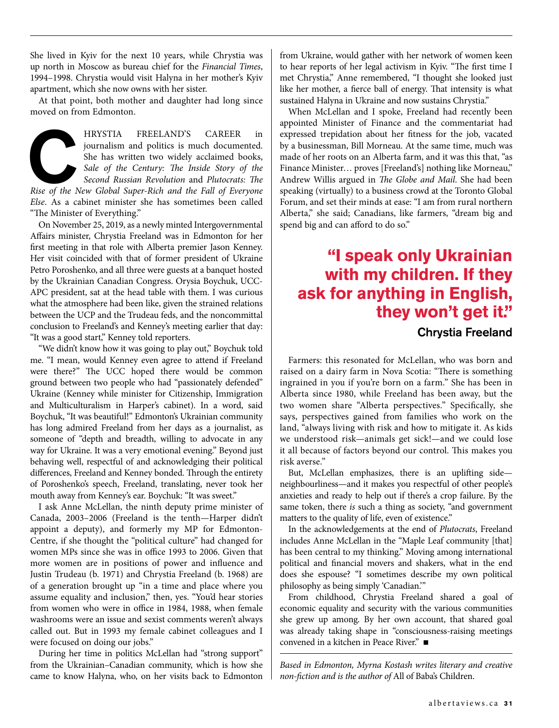She lived in Kyiv for the next 10 years, while Chrystia was up north in Moscow as bureau chief for the *Financial Times*, 1994–1998. Chrystia would visit Halyna in her mother's Kyiv apartment, which she now owns with her sister.

At that point, both mother and daughter had long since moved on from Edmonton.

CHRYSTIA FREELAND'S CAREER in journalism and politics is much documented. She has written two widely acclaimed books, *Sale of the Century: The Inside Story of the Second Russian Revolution* and *Plutocrats: The Rise of the New Global Super-Rich and the Fall of Everyone Else*. As a cabinet minister she has sometimes been called "The Minister of Everything."

On November 25, 2019, as a newly minted Intergovernmental Affairs minister, Chrystia Freeland was in Edmonton for her first meeting in that role with Alberta premier Jason Kenney. Her visit coincided with that of former president of Ukraine Petro Poroshenko, and all three were guests at a banquet hosted by the Ukrainian Canadian Congress. Orysia Boychuk, UCC-APC president, sat at the head table with them. I was curious what the atmosphere had been like, given the strained relations between the UCP and the Trudeau feds, and the noncommittal conclusion to Freeland's and Kenney's meeting earlier that day: "It was a good start," Kenney told reporters.

"We didn't know how it was going to play out," Boychuk told me. "I mean, would Kenney even agree to attend if Freeland were there?" The UCC hoped there would be common ground between two people who had "passionately defended" Ukraine (Kenney while minister for Citizenship, Immigration and Multiculturalism in Harper's cabinet). In a word, said Boychuk, "It was beautiful!" Edmonton's Ukrainian community has long admired Freeland from her days as a journalist, as someone of "depth and breadth, willing to advocate in any way for Ukraine. It was a very emotional evening." Beyond just behaving well, respectful of and acknowledging their political differences, Freeland and Kenney bonded. Through the entirety of Poroshenko's speech, Freeland, translating, never took her mouth away from Kenney's ear. Boychuk: "It was sweet."

I ask Anne McLellan, the ninth deputy prime minister of Canada, 2003–2006 (Freeland is the tenth—Harper didn't appoint a deputy), and formerly my MP for Edmonton-Centre, if she thought the "political culture" had changed for women MPs since she was in office 1993 to 2006. Given that more women are in positions of power and influence and Justin Trudeau (b. 1971) and Chrystia Freeland (b. 1968) are of a generation brought up "in a time and place where you assume equality and inclusion," then, yes. "You'd hear stories from women who were in office in 1984, 1988, when female washrooms were an issue and sexist comments weren't always called out. But in 1993 my female cabinet colleagues and I were focused on doing our jobs."

During her time in politics McLellan had "strong support" from the Ukrainian–Canadian community, which is how she came to know Halyna, who, on her visits back to Edmonton from Ukraine, would gather with her network of women keen to hear reports of her legal activism in Kyiv. "The first time I met Chrystia," Anne remembered, "I thought she looked just like her mother, a fierce ball of energy. That intensity is what sustained Halyna in Ukraine and now sustains Chrystia."

When McLellan and I spoke, Freeland had recently been appointed Minister of Finance and the commentariat had expressed trepidation about her fitness for the job, vacated by a businessman, Bill Morneau. At the same time, much was made of her roots on an Alberta farm, and it was this that, "as Finance Minister… proves [Freeland's] nothing like Morneau," Andrew Willis argued in *The Globe and Mail*. She had been speaking (virtually) to a business crowd at the Toronto Global Forum, and set their minds at ease: "I am from rural northern Alberta," she said; Canadians, like farmers, "dream big and spend big and can afford to do so."

> **"I speak only Ukrainian with my children. If they ask for anything in English, they won't get it."**
>
> **Chrystia Freeland**

Farmers: this resonated for McLellan, who was born and raised on a dairy farm in Nova Scotia: "There is something ingrained in you if you're born on a farm." She has been in Alberta since 1980, while Freeland has been away, but the two women share "Alberta perspectives." Specifically, she says, perspectives gained from families who work on the land, "always living with risk and how to mitigate it. As kids we understood risk—animals get sick!—and we could lose it all because of factors beyond our control. This makes you risk averse."

But, McLellan emphasizes, there is an uplifting side—neighbourliness—and it makes you respectful of other people's anxieties and ready to help out if there's a crop failure. By the same token, there *is* such a thing as society, "and government matters to the quality of life, even of existence."

In the acknowledgements at the end of *Plutocrats*, Freeland includes Anne McLellan in the "Maple Leaf community [that] has been central to my thinking." Moving among international political and financial movers and shakers, what in the end does she espouse? "I sometimes describe my own political philosophy as being simply 'Canadian.'"

From childhood, Chrystia Freeland shared a goal of economic equality and security with the various communities she grew up among. By her own account, that shared goal was already taking shape in "consciousness-raising meetings convened in a kitchen in Peace River." ■

---

*Based in Edmonton, Myrna Kostash writes literary and creative non-fiction and is the author of* All of Baba's Children.